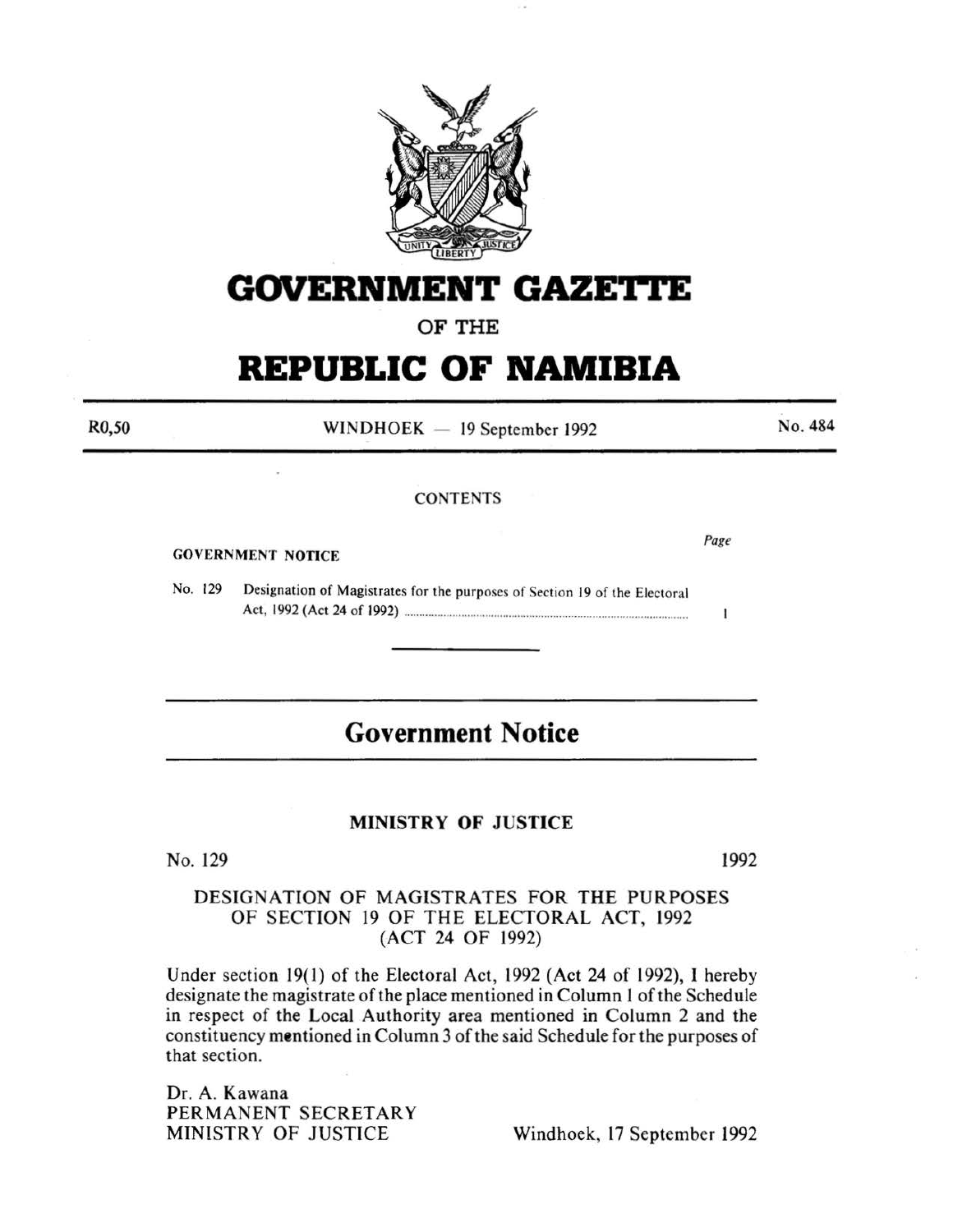# GOVERNMENT GAZETTE

OF THE

# REPUBLIC OF NAMIBIA

R0,50 — WINDHOEK — 19 September 1992 — No. 484

CONTENTS

| | | Page |
|---|---|---|
| GOVERNMENT NOTICE | | |
| No. 129 | Designation of Magistrates for the purposes of Section 19 of the Electoral Act, 1992 (Act 24 of 1992) | 1 |

## Government Notice

### MINISTRY OF JUSTICE

No. 129 — 1992

DESIGNATION OF MAGISTRATES FOR THE PURPOSES OF SECTION 19 OF THE ELECTORAL ACT, 1992 (ACT 24 OF 1992)

Under section 19(1) of the Electoral Act, 1992 (Act 24 of 1992), I hereby designate the magistrate of the place mentioned in Column 1 of the Schedule in respect of the Local Authority area mentioned in Column 2 and the constituency mentioned in Column 3 of the said Schedule for the purposes of that section.

Dr. A. Kawana
PERMANENT SECRETARY
MINISTRY OF JUSTICE

Windhoek, 17 September 1992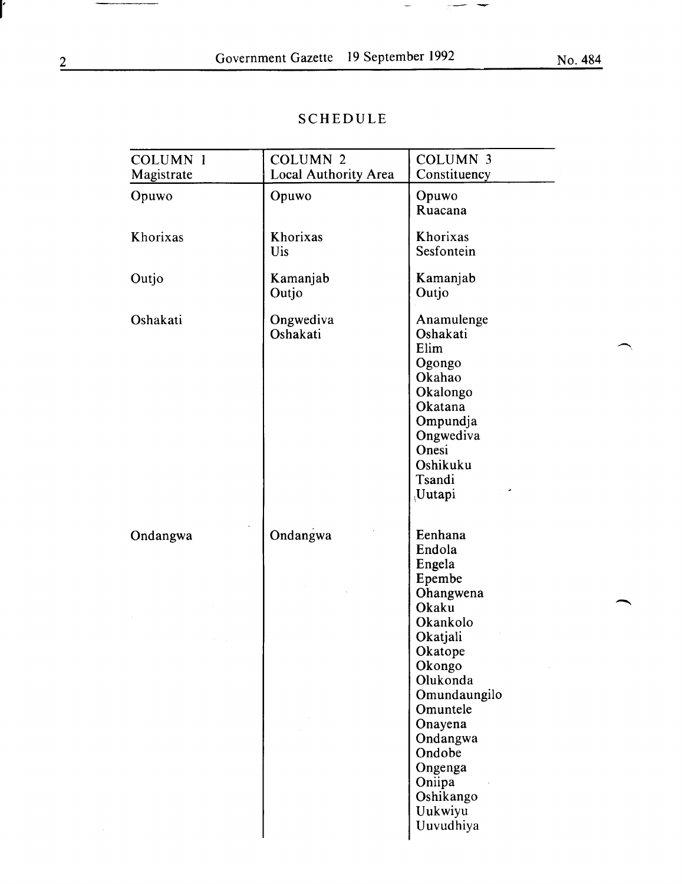## SCHEDULE

| COLUMN 1<br>Magistrate | COLUMN 2<br>Local Authority Area | COLUMN 3<br>Constituency |
|---|---|---|
| Opuwo | Opuwo | Opuwo<br>Ruacana |
| Khorixas | Khorixas<br>Uis | Khorixas<br>Sesfontein |
| Outjo | Kamanjab<br>Outjo | Kamanjab<br>Outjo |
| Oshakati | Ongwediva<br>Oshakati | Anamulenge<br>Oshakati<br>Elim<br>Ogongo<br>Okahao<br>Okalongo<br>Okatana<br>Ompundja<br>Ongwediva<br>Onesi<br>Oshikuku<br>Tsandi<br>Uutapi |
| Ondangwa | Ondangwa | Eenhana<br>Endola<br>Engela<br>Epembe<br>Ohangwena<br>Okaku<br>Okankolo<br>Okatjali<br>Okatope<br>Okongo<br>Olukonda<br>Omundaungilo<br>Omuntele<br>Onayena<br>Ondangwa<br>Ondobe<br>Ongenga<br>Oniipa<br>Oshikango<br>Uukwiyu<br>Uuvudhiya |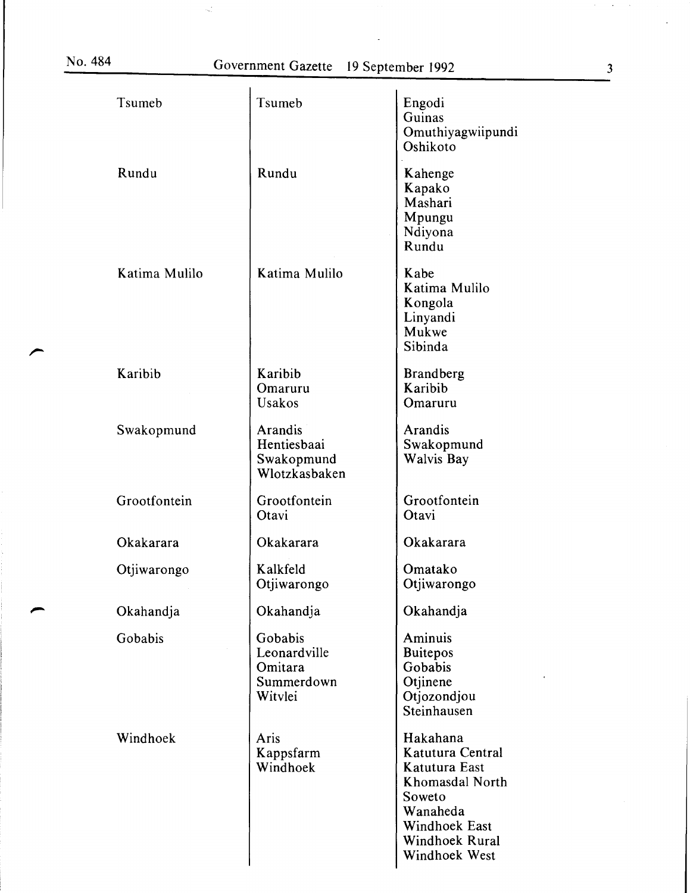| | | |
|---|---|---|
| Tsumeb | Tsumeb | Engodi<br>Guinas<br>Omuthiyagwiipundi<br>Oshikoto |
| Rundu | Rundu | Kahenge<br>Kapako<br>Mashari<br>Mpungu<br>Ndiyona<br>Rundu |
| Katima Mulilo | Katima Mulilo | Kabe<br>Katima Mulilo<br>Kongola<br>Linyandi<br>Mukwe<br>Sibinda |
| Karibib | Karibib<br>Omaruru<br>Usakos | Brandberg<br>Karibib<br>Omaruru |
| Swakopmund | Arandis<br>Hentiesbaai<br>Swakopmund<br>Wlotzkasbaken | Arandis<br>Swakopmund<br>Walvis Bay |
| Grootfontein | Grootfontein<br>Otavi | Grootfontein<br>Otavi |
| Okakarara | Okakarara | Okakarara |
| Otjiwarongo | Kalkfeld<br>Otjiwarongo | Omatako<br>Otjiwarongo |
| Okahandja | Okahandja | Okahandja |
| Gobabis | Gobabis<br>Leonardville<br>Omitara<br>Summerdown<br>Witvlei | Aminuis<br>Buitepos<br>Gobabis<br>Otjinene<br>Otjozondjou<br>Steinhausen |
| Windhoek | Aris<br>Kappsfarm<br>Windhoek | Hakahana<br>Katutura Central<br>Katutura East<br>Khomasdal North<br>Soweto<br>Wanaheda<br>Windhoek East<br>Windhoek Rural<br>Windhoek West |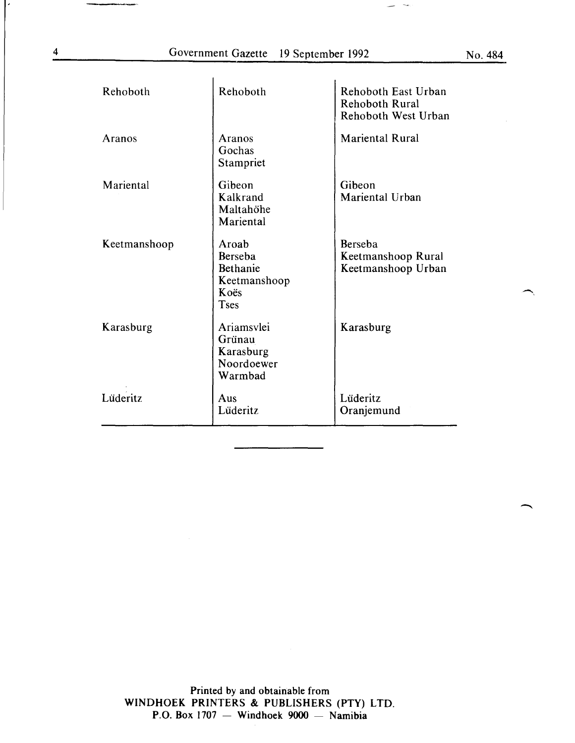| | | |
|---|---|---|
| Rehoboth | Rehoboth | Rehoboth East Urban<br>Rehoboth Rural<br>Rehoboth West Urban |
| Aranos | Aranos<br>Gochas<br>Stampriet | Mariental Rural |
| Mariental | Gibeon<br>Kalkrand<br>Maltahöhe<br>Mariental | Gibeon<br>Mariental Urban |
| Keetmanshoop | Aroab<br>Berseba<br>Bethanie<br>Keetmanshoop<br>Koës<br>Tses | Berseba<br>Keetmanshoop Rural<br>Keetmanshoop Urban |
| Karasburg | Ariamsvlei<br>Grünau<br>Karasburg<br>Noordoewer<br>Warmbad | Karasburg |
| Lüderitz | Aus<br>Lüderitz | Lüderitz<br>Oranjemund |

Printed by and obtainable from
WINDHOEK PRINTERS & PUBLISHERS (PTY) LTD.
P.O. Box 1707 — Windhoek 9000 — Namibia